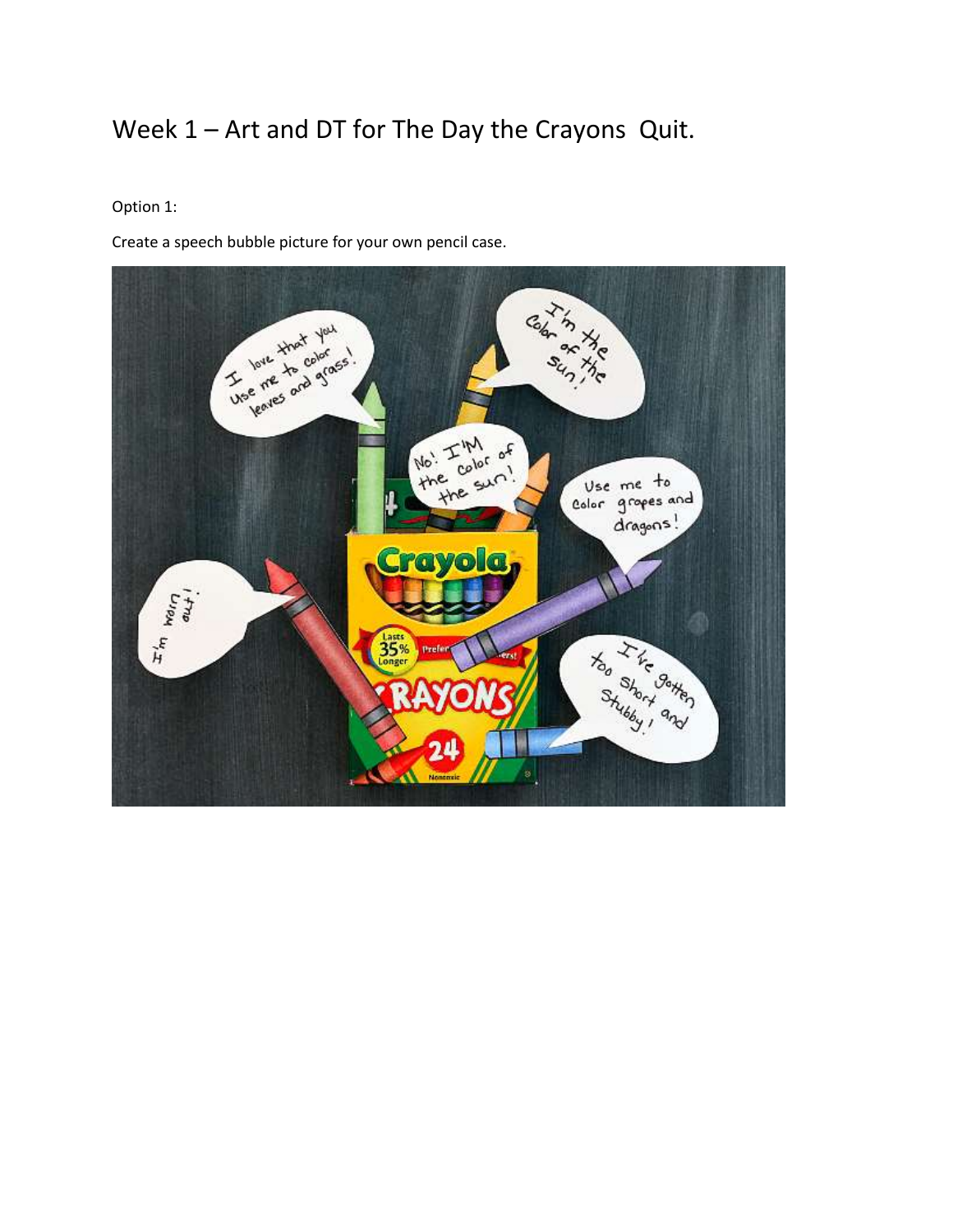# Week 1 – Art and DT for The Day the Crayons Quit.

Option 1:

Create a speech bubble picture for your own pencil case.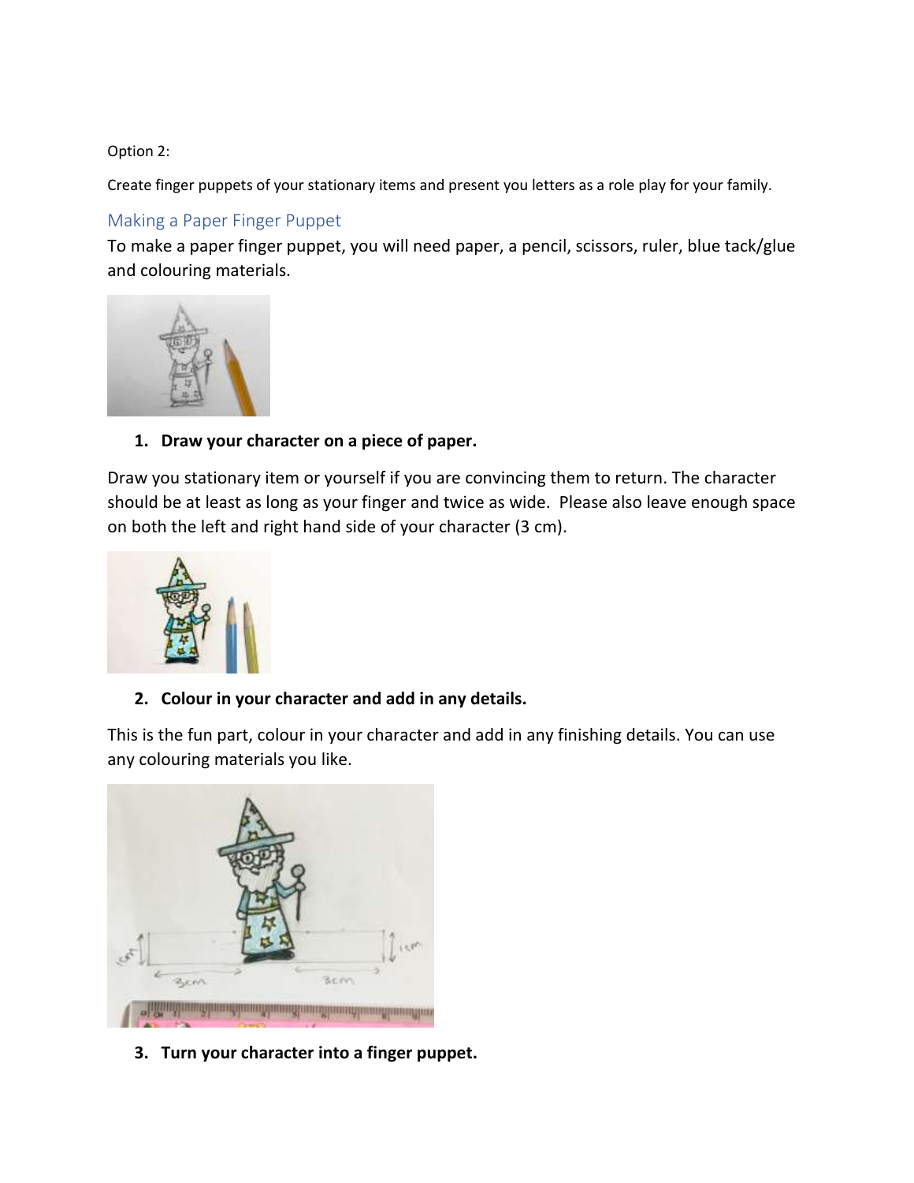Option 2:

Create finger puppets of your stationary items and present you letters as a role play for your family.

## Making a Paper Finger Puppet

To make a paper finger puppet, you will need paper, a pencil, scissors, ruler, blue tack/glue and colouring materials.

1. **Draw your character on a piece of paper.**

Draw you stationary item or yourself if you are convincing them to return. The character should be at least as long as your finger and twice as wide. Please also leave enough space on both the left and right hand side of your character (3 cm).

2. **Colour in your character and add in any details.**

This is the fun part, colour in your character and add in any finishing details. You can use any colouring materials you like.

3. **Turn your character into a finger puppet.**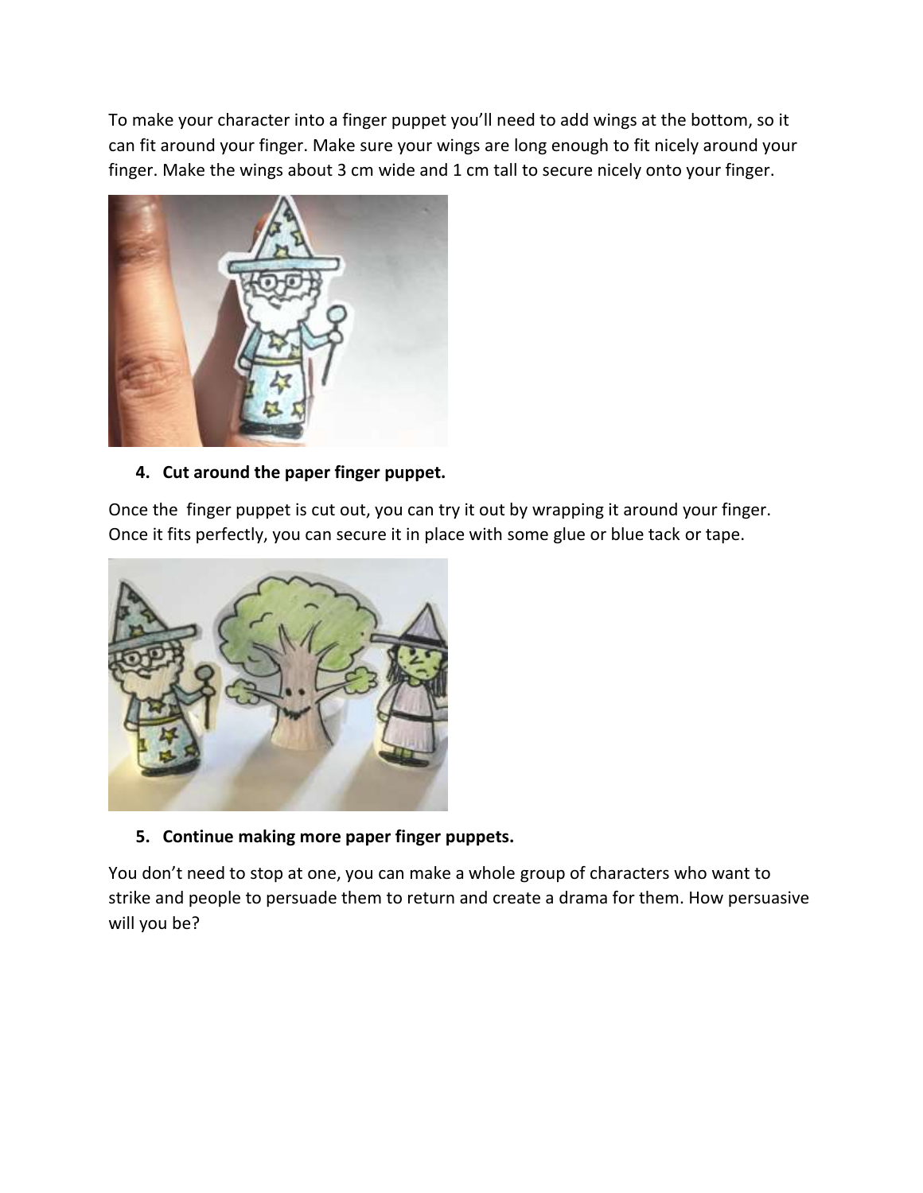To make your character into a finger puppet you'll need to add wings at the bottom, so it can fit around your finger. Make sure your wings are long enough to fit nicely around your finger. Make the wings about 3 cm wide and 1 cm tall to secure nicely onto your finger.

4. **Cut around the paper finger puppet.**

Once the finger puppet is cut out, you can try it out by wrapping it around your finger. Once it fits perfectly, you can secure it in place with some glue or blue tack or tape.

5. **Continue making more paper finger puppets.**

You don't need to stop at one, you can make a whole group of characters who want to strike and people to persuade them to return and create a drama for them. How persuasive will you be?